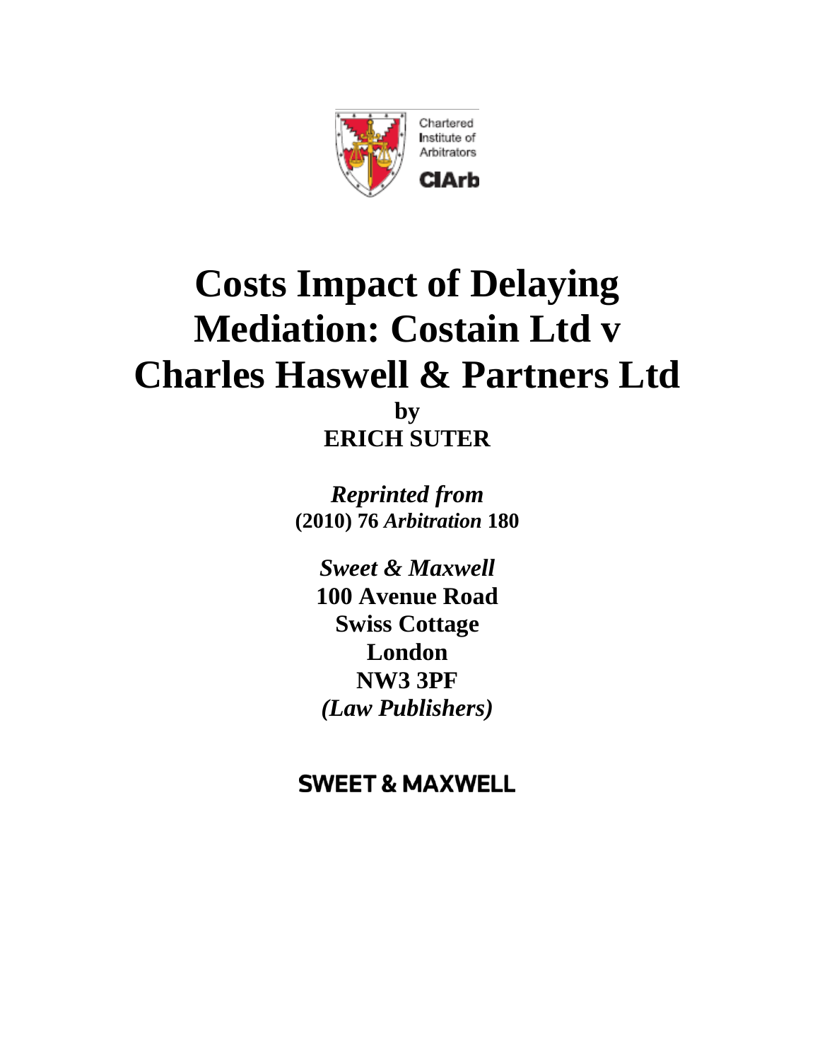Chartered Institute of Arbitrators

CIArb

# Costs Impact of Delaying Mediation: Costain Ltd v Charles Haswell & Partners Ltd

**by**

**ERICH SUTER**

***Reprinted from***

**(2010) 76 *Arbitration* 180**

***Sweet & Maxwell***

**100 Avenue Road**

**Swiss Cottage**

**London**

**NW3 3PF**

***(Law Publishers)***

**SWEET & MAXWELL**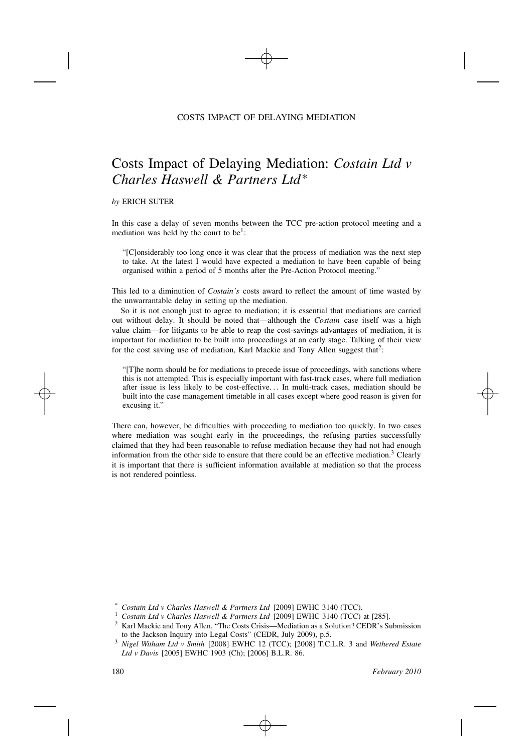# Costs Impact of Delaying Mediation: *Costain Ltd v Charles Haswell & Partners Ltd*[*]

*by* ERICH SUTER

In this case a delay of seven months between the TCC pre-action protocol meeting and a mediation was held by the court to be[1]:

> "[C]onsiderably too long once it was clear that the process of mediation was the next step to take. At the latest I would have expected a mediation to have been capable of being organised within a period of 5 months after the Pre-Action Protocol meeting."

This led to a diminution of *Costain's* costs award to reflect the amount of time wasted by the unwarrantable delay in setting up the mediation.

So it is not enough just to agree to mediation; it is essential that mediations are carried out without delay. It should be noted that—although the *Costain* case itself was a high value claim—for litigants to be able to reap the cost-savings advantages of mediation, it is important for mediation to be built into proceedings at an early stage. Talking of their view for the cost saving use of mediation, Karl Mackie and Tony Allen suggest that[2]:

> "[T]he norm should be for mediations to precede issue of proceedings, with sanctions where this is not attempted. This is especially important with fast-track cases, where full mediation after issue is less likely to be cost-effective… In multi-track cases, mediation should be built into the case management timetable in all cases except where good reason is given for excusing it."

There can, however, be difficulties with proceeding to mediation too quickly. In two cases where mediation was sought early in the proceedings, the refusing parties successfully claimed that they had been reasonable to refuse mediation because they had not had enough information from the other side to ensure that there could be an effective mediation.[3] Clearly it is important that there is sufficient information available at mediation so that the process is not rendered pointless.

---

[*] *Costain Ltd v Charles Haswell & Partners Ltd* [2009] EWHC 3140 (TCC).

[1] *Costain Ltd v Charles Haswell & Partners Ltd* [2009] EWHC 3140 (TCC) at [285].

[2] Karl Mackie and Tony Allen, "The Costs Crisis—Mediation as a Solution? CEDR's Submission to the Jackson Inquiry into Legal Costs" (CEDR, July 2009), p.5.

[3] *Nigel Witham Ltd v Smith* [2008] EWHC 12 (TCC); [2008] T.C.L.R. 3 and *Wethered Estate Ltd v Davis* [2005] EWHC 1903 (Ch); [2006] B.L.R. 86.